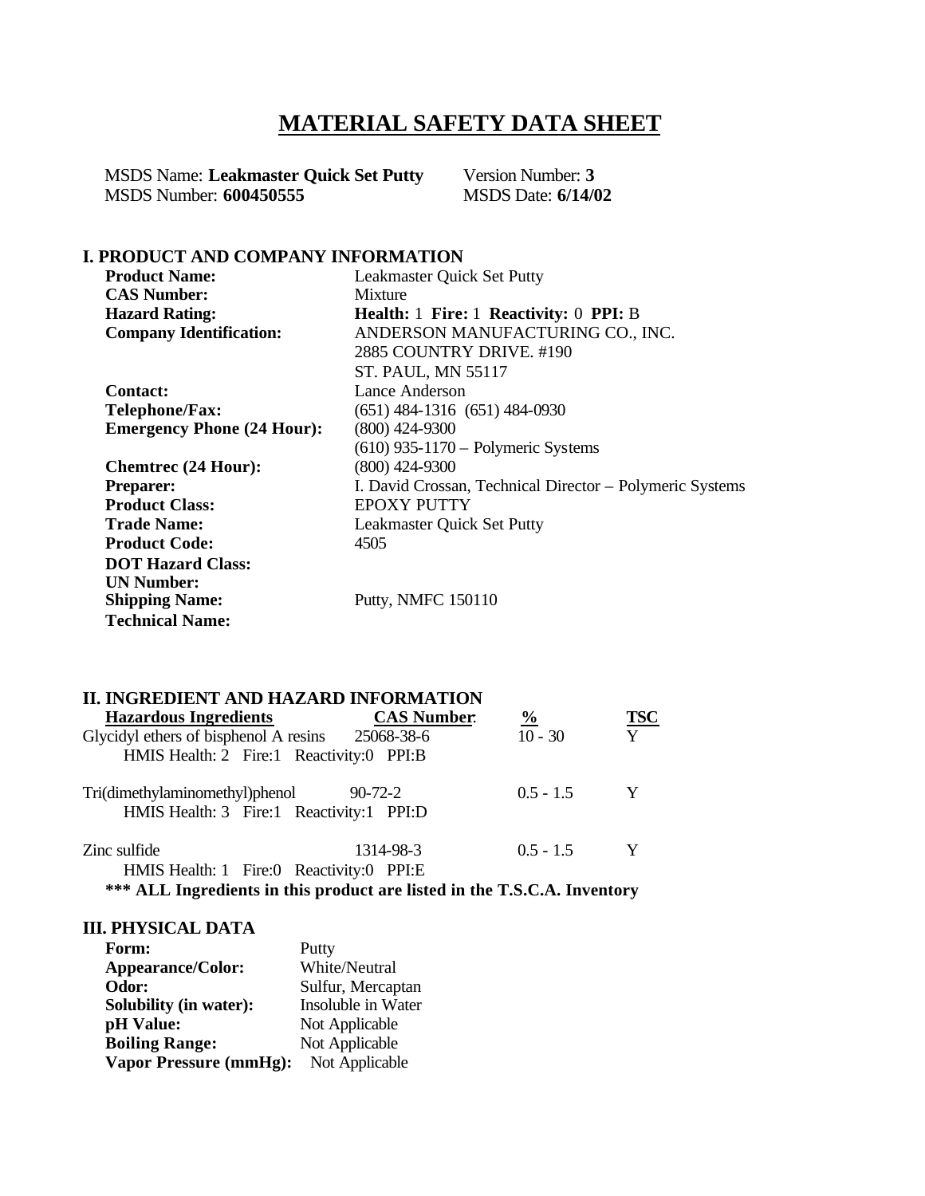# MATERIAL SAFETY DATA SHEET

MSDS Name: **Leakmaster Quick Set Putty** Version Number: **3**
MSDS Number: **600450555** MSDS Date: **6/14/02**

## I. PRODUCT AND COMPANY INFORMATION

| | |
|---|---|
| **Product Name:** | Leakmaster Quick Set Putty |
| **CAS Number:** | Mixture |
| **Hazard Rating:** | **Health:** 1 **Fire:** 1 **Reactivity:** 0 **PPI:** B |
| **Company Identification:** | ANDERSON MANUFACTURING CO., INC.<br>2885 COUNTRY DRIVE. #190<br>ST. PAUL, MN 55117 |
| **Contact:** | Lance Anderson |
| **Telephone/Fax:** | (651) 484-1316 (651) 484-0930 |
| **Emergency Phone (24 Hour):** | (800) 424-9300<br>(610) 935-1170 – Polymeric Systems |
| **Chemtrec (24 Hour):** | (800) 424-9300 |
| **Preparer:** | I. David Crossan, Technical Director – Polymeric Systems |
| **Product Class:** | EPOXY PUTTY |
| **Trade Name:** | Leakmaster Quick Set Putty |
| **Product Code:** | 4505 |
| **DOT Hazard Class:** | |
| **UN Number:** | |
| **Shipping Name:** | Putty, NMFC 150110 |
| **Technical Name:** | |

## II. INGREDIENT AND HAZARD INFORMATION

| Hazardous Ingredients | CAS Number | % | TSC |
|---|---|---|---|
| Glycidyl ethers of bisphenol A resins<br>HMIS Health: 2 Fire:1 Reactivity:0 PPI:B | 25068-38-6 | 10 - 30 | Y |
| Tri(dimethylaminomethyl)phenol<br>HMIS Health: 3 Fire:1 Reactivity:1 PPI:D | 90-72-2 | 0.5 - 1.5 | Y |
| Zinc sulfide<br>HMIS Health: 1 Fire:0 Reactivity:0 PPI:E | 1314-98-3 | 0.5 - 1.5 | Y |

**\*\*\* ALL Ingredients in this product are listed in the T.S.C.A. Inventory**

## III. PHYSICAL DATA

| | |
|---|---|
| **Form:** | Putty |
| **Appearance/Color:** | White/Neutral |
| **Odor:** | Sulfur, Mercaptan |
| **Solubility (in water):** | Insoluble in Water |
| **pH Value:** | Not Applicable |
| **Boiling Range:** | Not Applicable |
| **Vapor Pressure (mmHg):** | Not Applicable |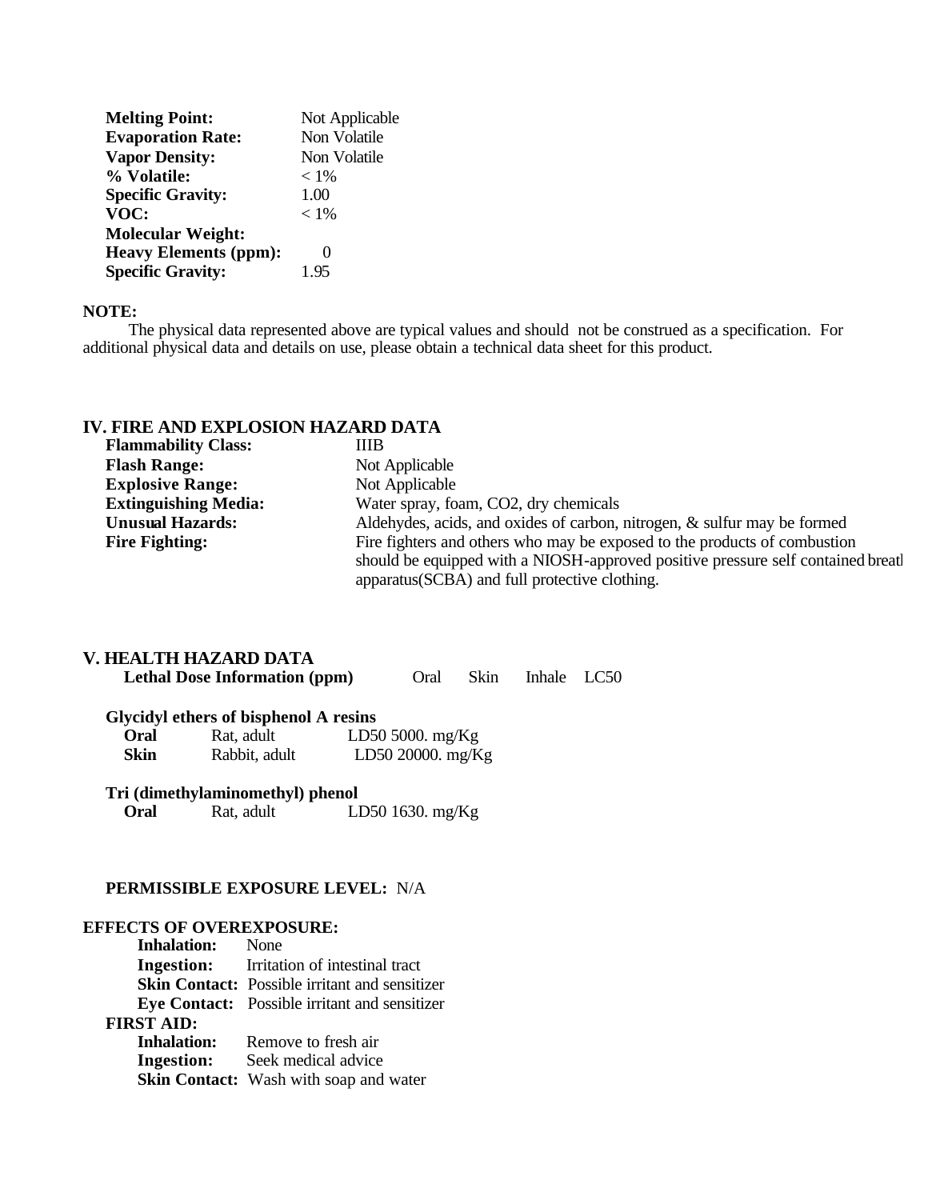| | |
|---|---|
| **Melting Point:** | Not Applicable |
| **Evaporation Rate:** | Non Volatile |
| **Vapor Density:** | Non Volatile |
| **% Volatile:** | < 1% |
| **Specific Gravity:** | 1.00 |
| **VOC:** | < 1% |
| **Molecular Weight:** | |
| **Heavy Elements (ppm):** | 0 |
| **Specific Gravity:** | 1.95 |

**NOTE:**

The physical data represented above are typical values and should not be construed as a specification. For additional physical data and details on use, please obtain a technical data sheet for this product.

## IV. FIRE AND EXPLOSION HAZARD DATA

| | |
|---|---|
| **Flammability Class:** | IIIB |
| **Flash Range:** | Not Applicable |
| **Explosive Range:** | Not Applicable |
| **Extinguishing Media:** | Water spray, foam, $CO_2$, dry chemicals |
| **Unusual Hazards:** | Aldehydes, acids, and oxides of carbon, nitrogen, & sulfur may be formed |
| **Fire Fighting:** | Fire fighters and others who may be exposed to the products of combustion should be equipped with a NIOSH-approved positive pressure self contained breat apparatus(SCBA) and full protective clothing. |

## V. HEALTH HAZARD DATA

**Lethal Dose Information (ppm)** Oral Skin Inhale LC50

**Glycidyl ethers of bisphenol A resins**

| | | |
|---|---|---|
| **Oral** | Rat, adult | LD50 5000. mg/Kg |
| **Skin** | Rabbit, adult | LD50 20000. mg/Kg |

**Tri (dimethylaminomethyl) phenol**

| | | |
|---|---|---|
| **Oral** | Rat, adult | LD50 1630. mg/Kg |

**PERMISSIBLE EXPOSURE LEVEL:** N/A

**EFFECTS OF OVEREXPOSURE:**

- **Inhalation:** None
- **Ingestion:** Irritation of intestinal tract
- **Skin Contact:** Possible irritant and sensitizer
- **Eye Contact:** Possible irritant and sensitizer

**FIRST AID:**

- **Inhalation:** Remove to fresh air
- **Ingestion:** Seek medical advice
- **Skin Contact:** Wash with soap and water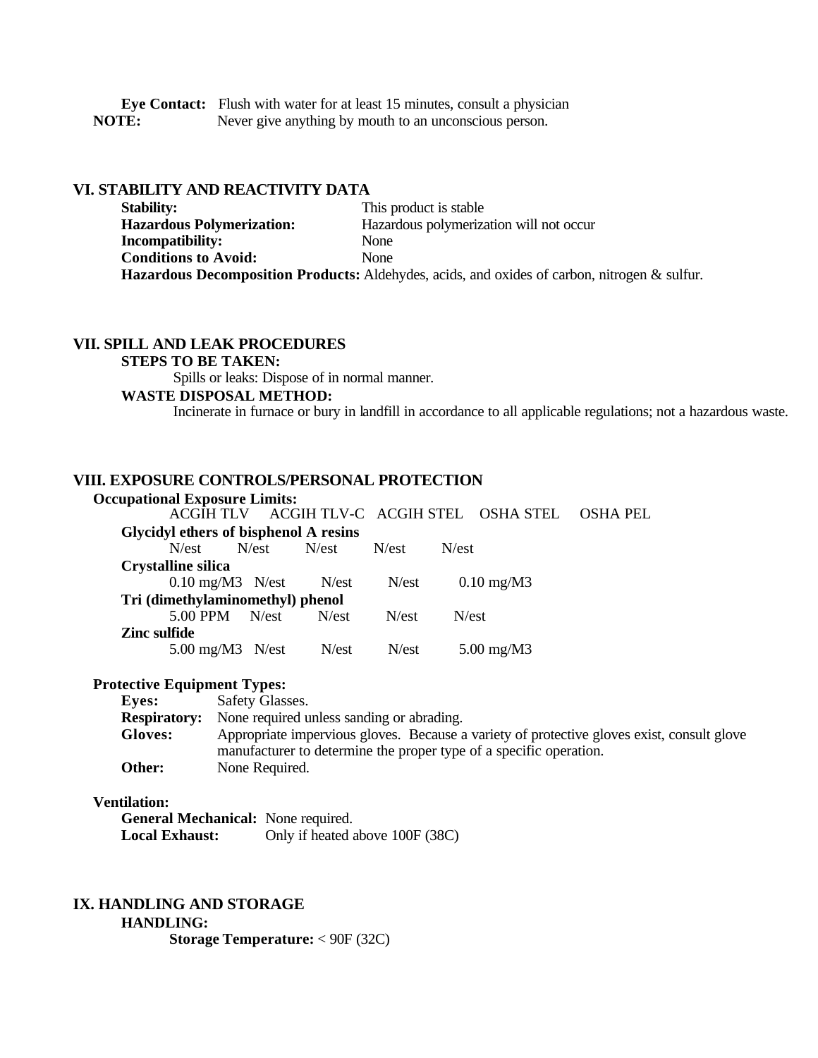**Eye Contact:** Flush with water for at least 15 minutes, consult a physician

**NOTE:** Never give anything by mouth to an unconscious person.

## VI. STABILITY AND REACTIVITY DATA

**Stability:** This product is stable

**Hazardous Polymerization:** Hazardous polymerization will not occur

**Incompatibility:** None

**Conditions to Avoid:** None

**Hazardous Decomposition Products:** Aldehydes, acids, and oxides of carbon, nitrogen & sulfur.

## VII. SPILL AND LEAK PROCEDURES

**STEPS TO BE TAKEN:**

Spills or leaks: Dispose of in normal manner.

**WASTE DISPOSAL METHOD:**

Incinerate in furnace or bury in landfill in accordance to all applicable regulations; not a hazardous waste.

## VIII. EXPOSURE CONTROLS/PERSONAL PROTECTION

**Occupational Exposure Limits:**

| | ACGIH TLV | ACGIH TLV-C | ACGIH STEL | OSHA STEL | OSHA PEL |
|---|---|---|---|---|---|
| **Glycidyl ethers of bisphenol A resins** | N/est | N/est | N/est | N/est | N/est |
| **Crystalline silica** | 0.10 mg/M3 | N/est | N/est | N/est | 0.10 mg/M3 |
| **Tri (dimethylaminomethyl) phenol** | 5.00 PPM | N/est | N/est | N/est | N/est |
| **Zinc sulfide** | 5.00 mg/M3 | N/est | N/est | N/est | 5.00 mg/M3 |

**Protective Equipment Types:**

**Eyes:** Safety Glasses.

**Respiratory:** None required unless sanding or abrading.

**Gloves:** Appropriate impervious gloves. Because a variety of protective gloves exist, consult glove manufacturer to determine the proper type of a specific operation.

**Other:** None Required.

**Ventilation:**

**General Mechanical:** None required.

**Local Exhaust:** Only if heated above 100F (38C)

## IX. HANDLING AND STORAGE

**HANDLING:**

**Storage Temperature:** < 90F (32C)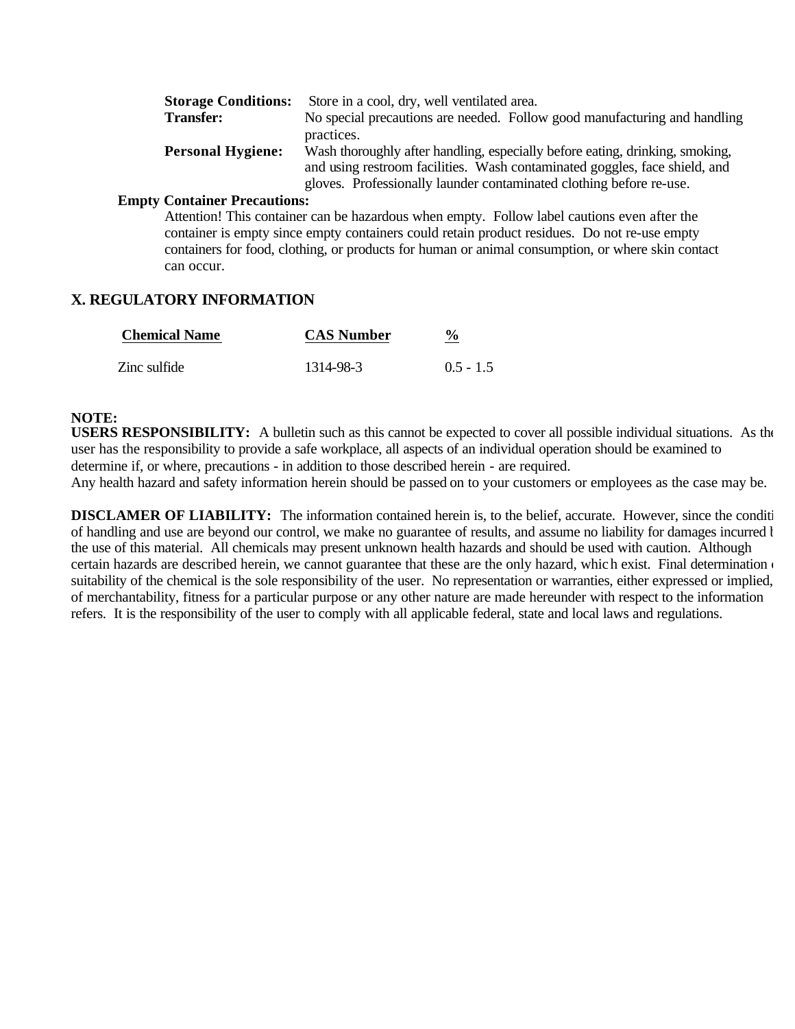**Storage Conditions:** Store in a cool, dry, well ventilated area.

**Transfer:** No special precautions are needed. Follow good manufacturing and handling practices.

**Personal Hygiene:** Wash thoroughly after handling, especially before eating, drinking, smoking, and using restroom facilities. Wash contaminated goggles, face shield, and gloves. Professionally launder contaminated clothing before re-use.

**Empty Container Precautions:**

Attention! This container can be hazardous when empty. Follow label cautions even after the container is empty since empty containers could retain product residues. Do not re-use empty containers for food, clothing, or products for human or animal consumption, or where skin contact can occur.

## X. REGULATORY INFORMATION

| Chemical Name | CAS Number | % |
|---|---|---|
| Zinc sulfide | 1314-98-3 | 0.5 - 1.5 |

**NOTE:**

**USERS RESPONSIBILITY:** A bulletin such as this cannot be expected to cover all possible individual situations. As the user has the responsibility to provide a safe workplace, all aspects of an individual operation should be examined to determine if, or where, precautions - in addition to those described herein - are required.

Any health hazard and safety information herein should be passed on to your customers or employees as the case may be.

**DISCLAMER OF LIABILITY:** The information contained herein is, to the belief, accurate. However, since the conditi of handling and use are beyond our control, we make no guarantee of results, and assume no liability for damages incurred b the use of this material. All chemicals may present unknown health hazards and should be used with caution. Although certain hazards are described herein, we cannot guarantee that these are the only hazard, which exist. Final determination o suitability of the chemical is the sole responsibility of the user. No representation or warranties, either expressed or implied, of merchantability, fitness for a particular purpose or any other nature are made hereunder with respect to the information refers. It is the responsibility of the user to comply with all applicable federal, state and local laws and regulations.